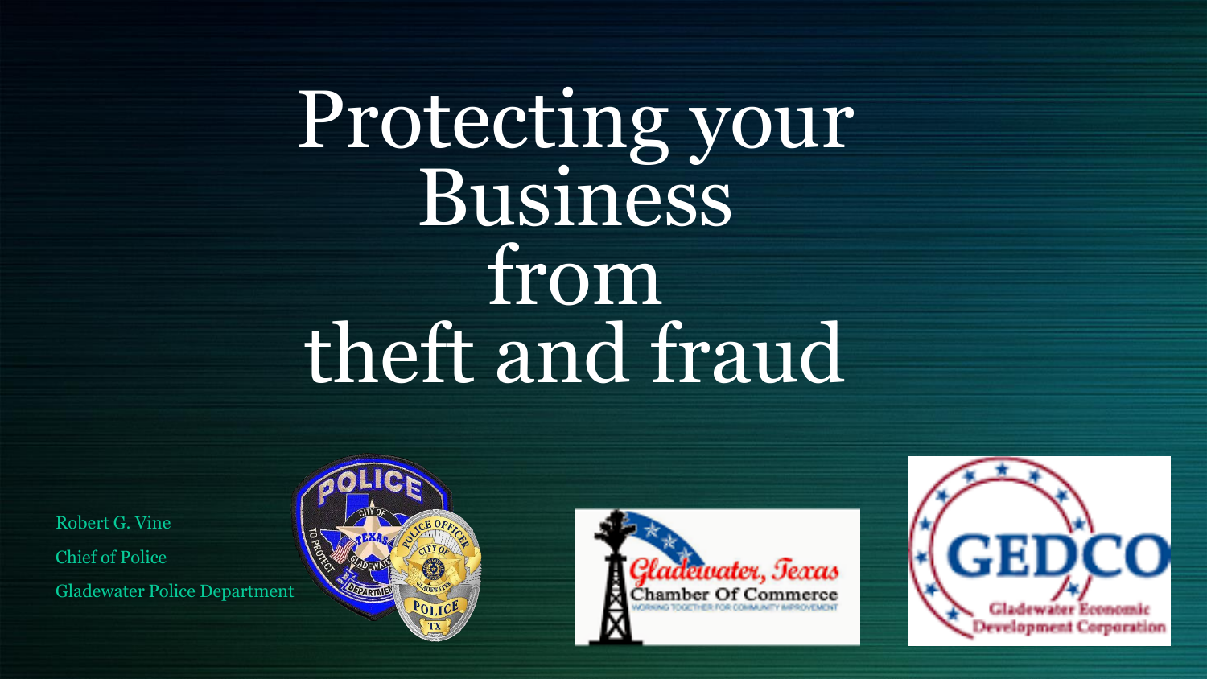# Protecting your Business from theft and fraud

Robert G. Vine

Chief of Police

Gladewater Police Department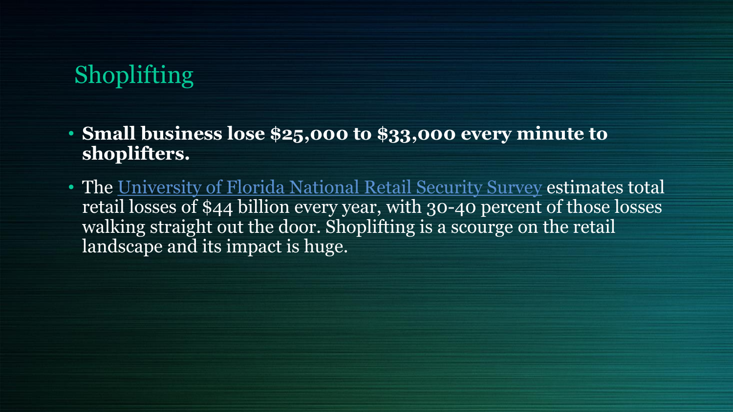# Shoplifting

- **Small business lose $25,000 to $33,000 every minute to shoplifters.**
- The University of Florida National Retail Security Survey estimates total retail losses of $44 billion every year, with 30-40 percent of those losses walking straight out the door. Shoplifting is a scourge on the retail landscape and its impact is huge.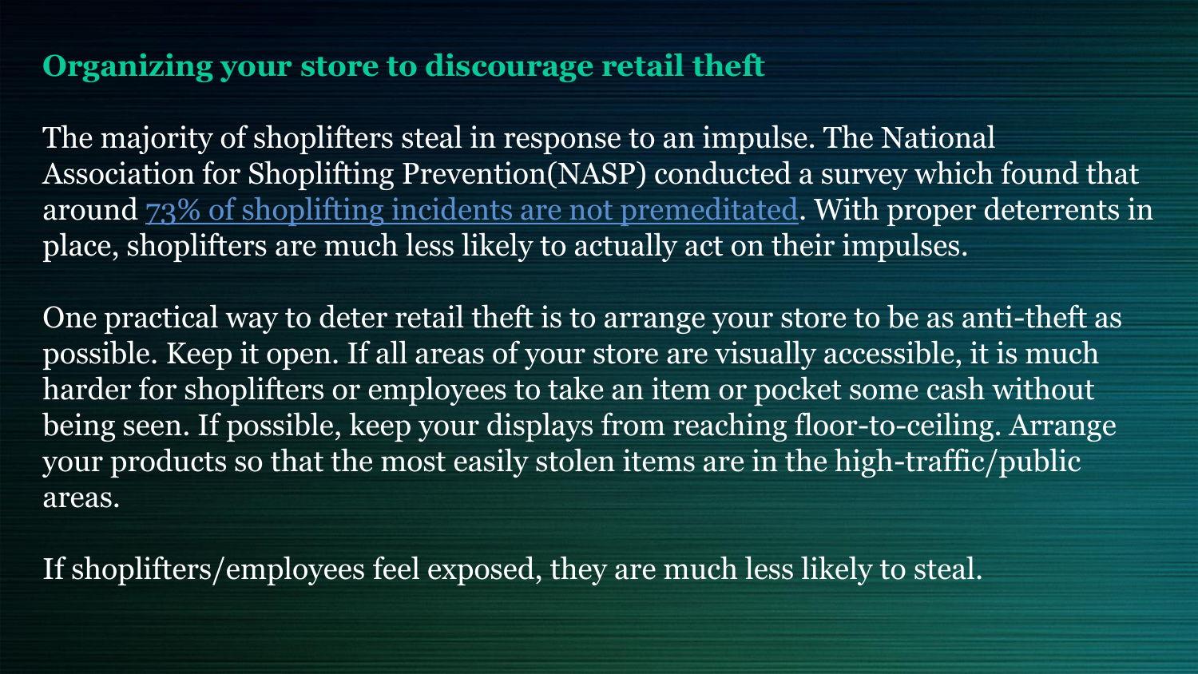## Organizing your store to discourage retail theft

The majority of shoplifters steal in response to an impulse. The National Association for Shoplifting Prevention(NASP) conducted a survey which found that around 73% of shoplifting incidents are not premeditated. With proper deterrents in place, shoplifters are much less likely to actually act on their impulses.

One practical way to deter retail theft is to arrange your store to be as anti-theft as possible. Keep it open. If all areas of your store are visually accessible, it is much harder for shoplifters or employees to take an item or pocket some cash without being seen. If possible, keep your displays from reaching floor-to-ceiling. Arrange your products so that the most easily stolen items are in the high-traffic/public areas.

If shoplifters/employees feel exposed, they are much less likely to steal.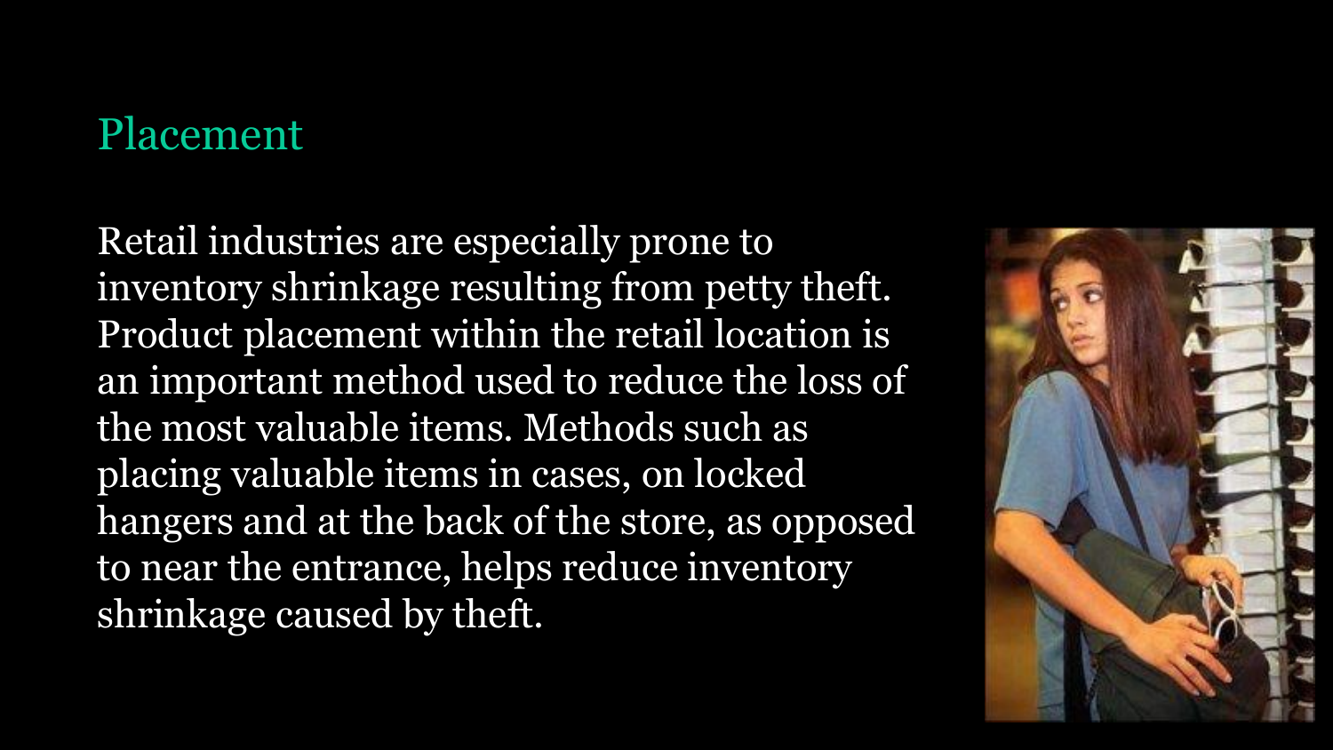# Placement

Retail industries are especially prone to inventory shrinkage resulting from petty theft. Product placement within the retail location is an important method used to reduce the loss of the most valuable items. Methods such as placing valuable items in cases, on locked hangers and at the back of the store, as opposed to near the entrance, helps reduce inventory shrinkage caused by theft.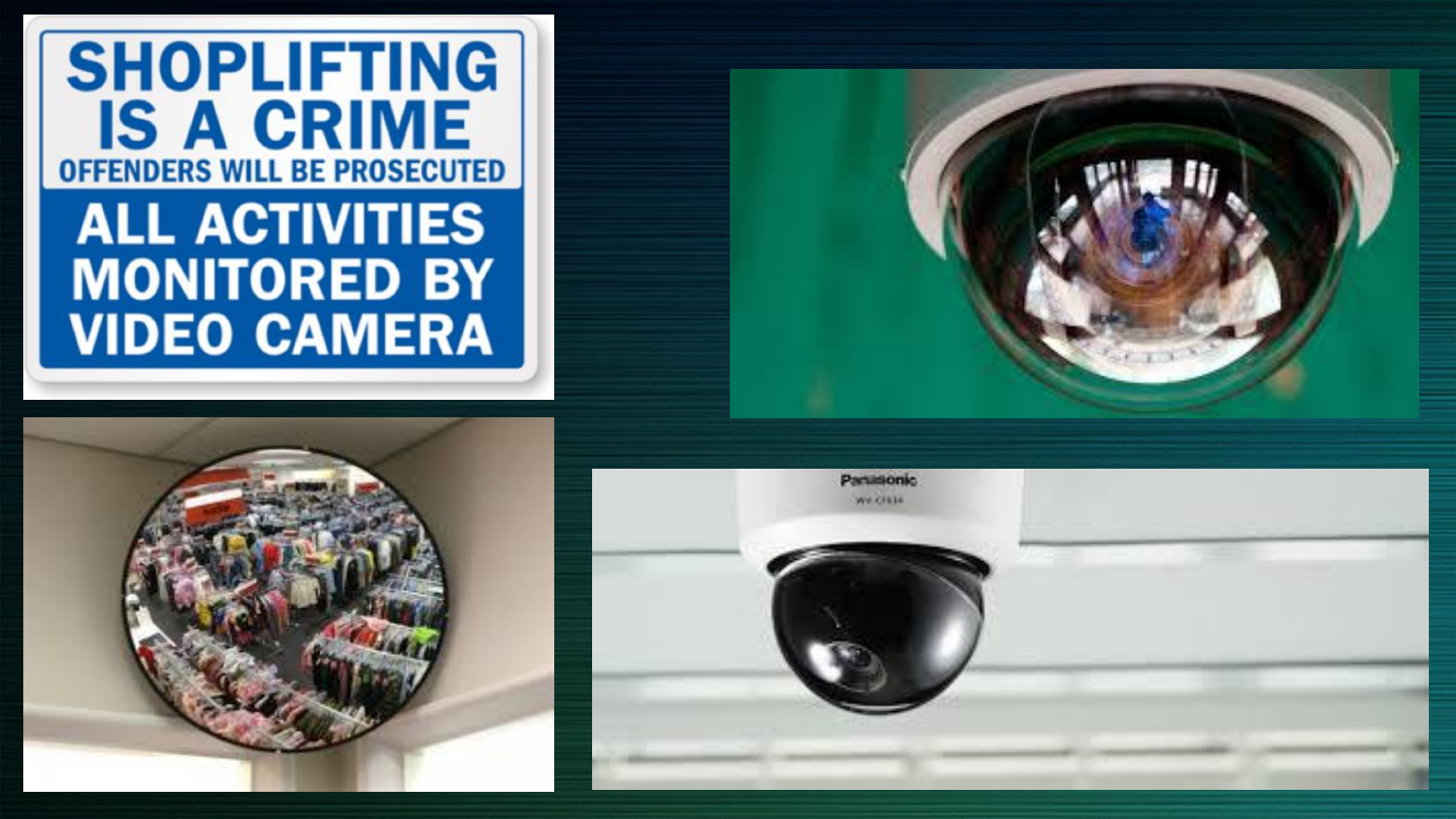SHOPLIFTING IS A CRIME

OFFENDERS WILL BE PROSECUTED

ALL ACTIVITIES MONITORED BY VIDEO CAMERA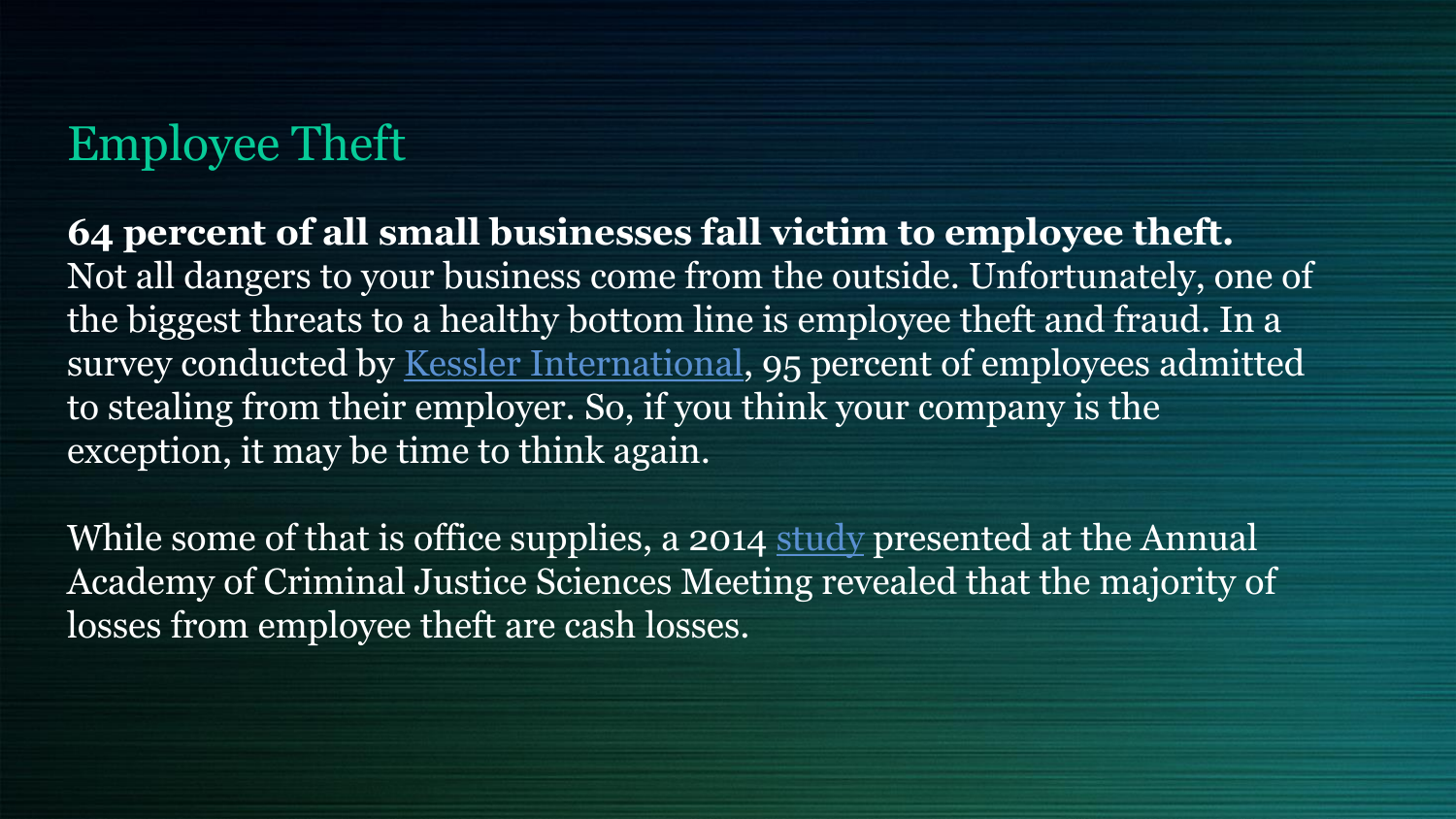# Employee Theft

**64 percent of all small businesses fall victim to employee theft.** Not all dangers to your business come from the outside. Unfortunately, one of the biggest threats to a healthy bottom line is employee theft and fraud. In a survey conducted by Kessler International, 95 percent of employees admitted to stealing from their employer. So, if you think your company is the exception, it may be time to think again.

While some of that is office supplies, a 2014 study presented at the Annual Academy of Criminal Justice Sciences Meeting revealed that the majority of losses from employee theft are cash losses.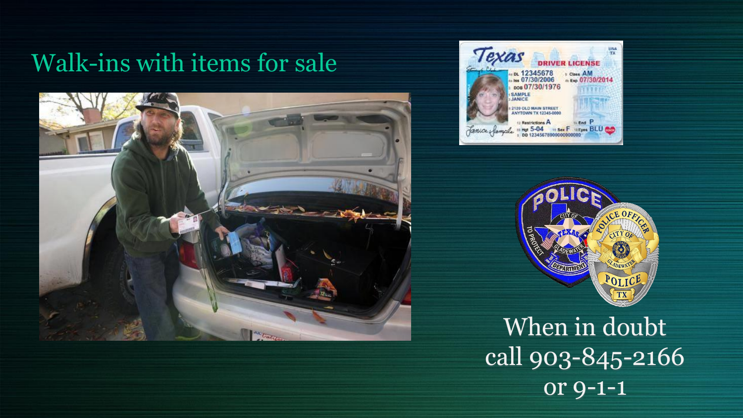# Walk-ins with items for sale

When in doubt call 903-845-2166 or 9-1-1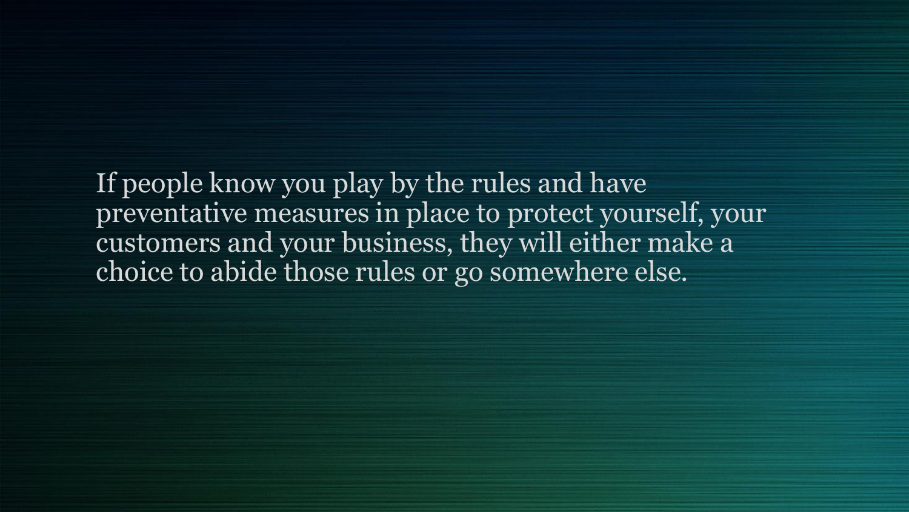If people know you play by the rules and have preventative measures in place to protect yourself, your customers and your business, they will either make a choice to abide those rules or go somewhere else.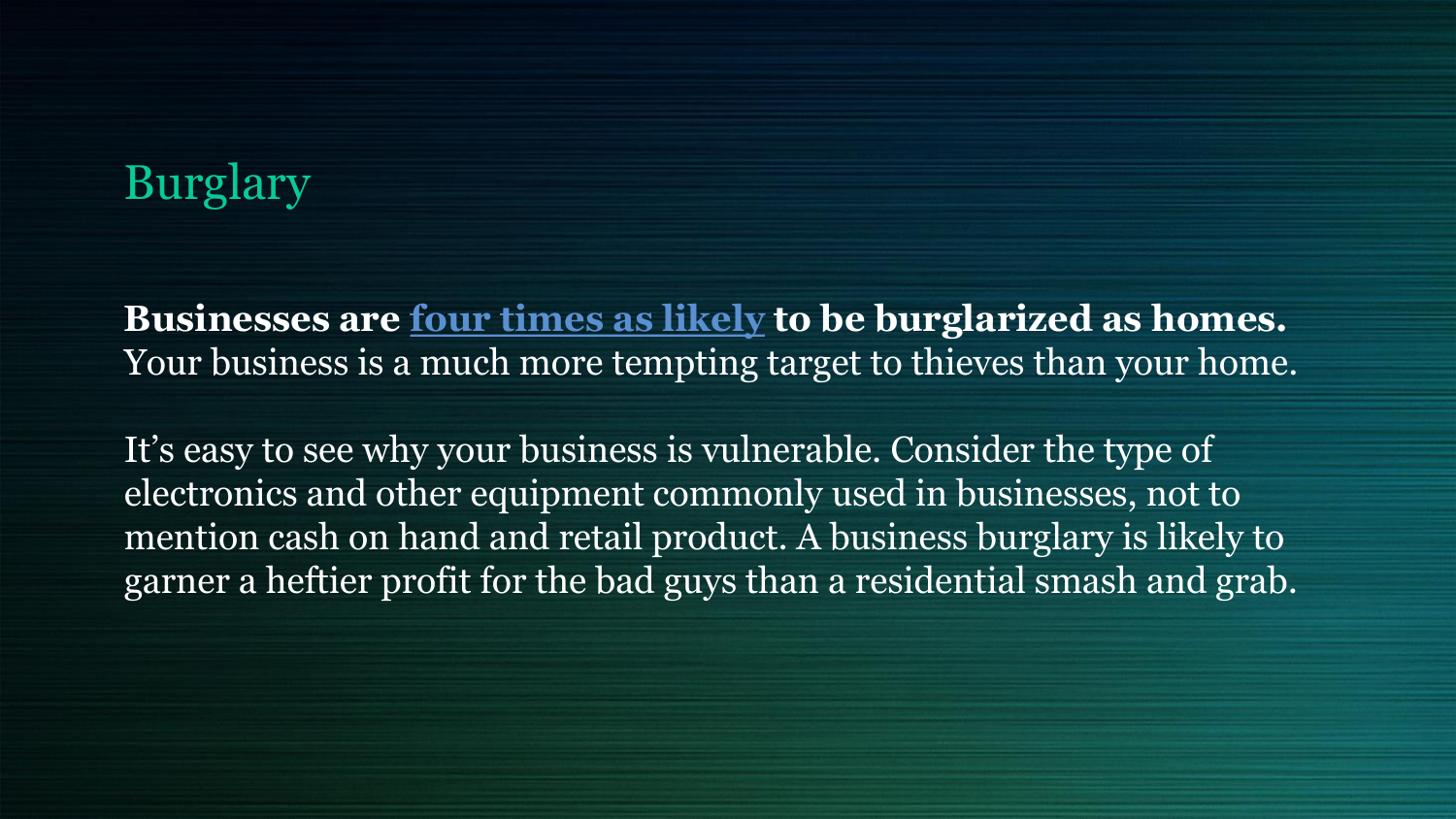# Burglary

**Businesses are four times as likely to be burglarized as homes.** Your business is a much more tempting target to thieves than your home.

It's easy to see why your business is vulnerable. Consider the type of electronics and other equipment commonly used in businesses, not to mention cash on hand and retail product. A business burglary is likely to garner a heftier profit for the bad guys than a residential smash and grab.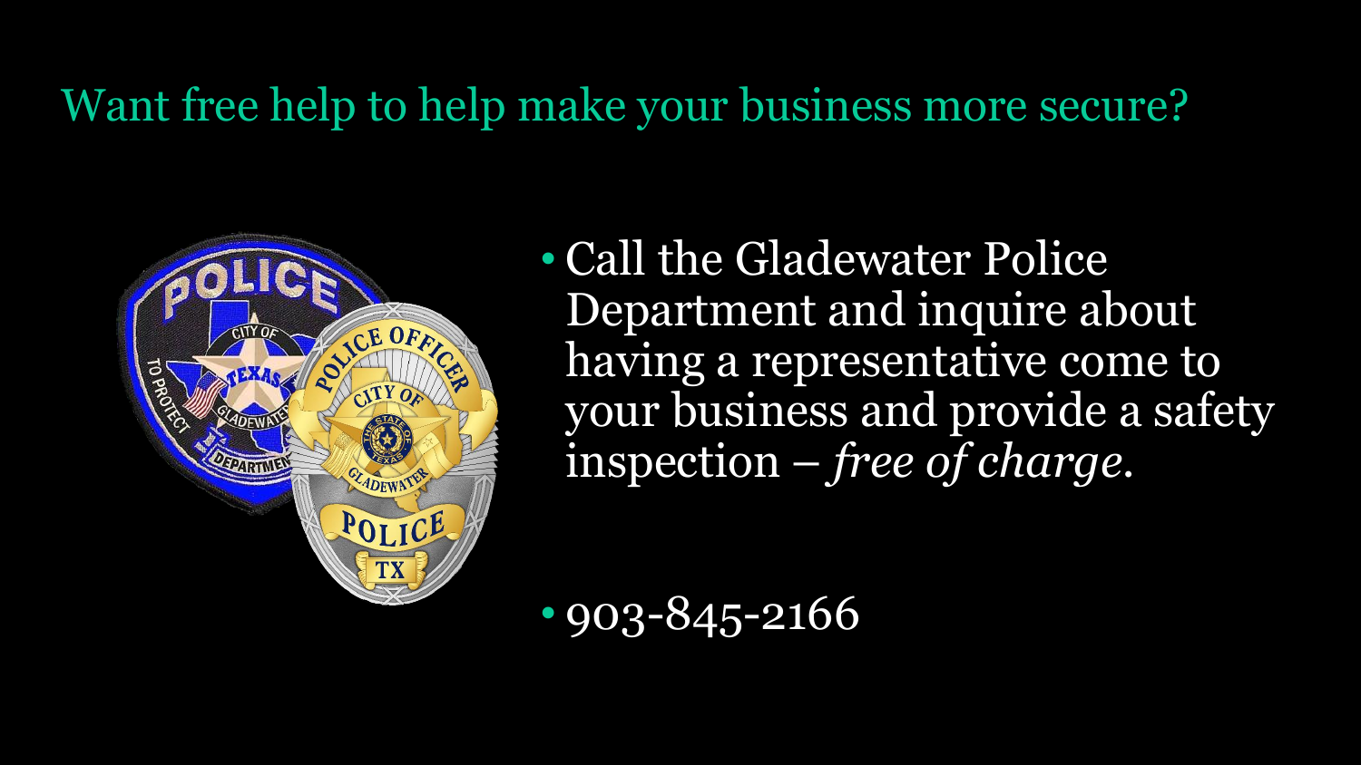# Want free help to help make your business more secure?

- Call the Gladewater Police Department and inquire about having a representative come to your business and provide a safety inspection – *free of charge*.
- 903-845-2166